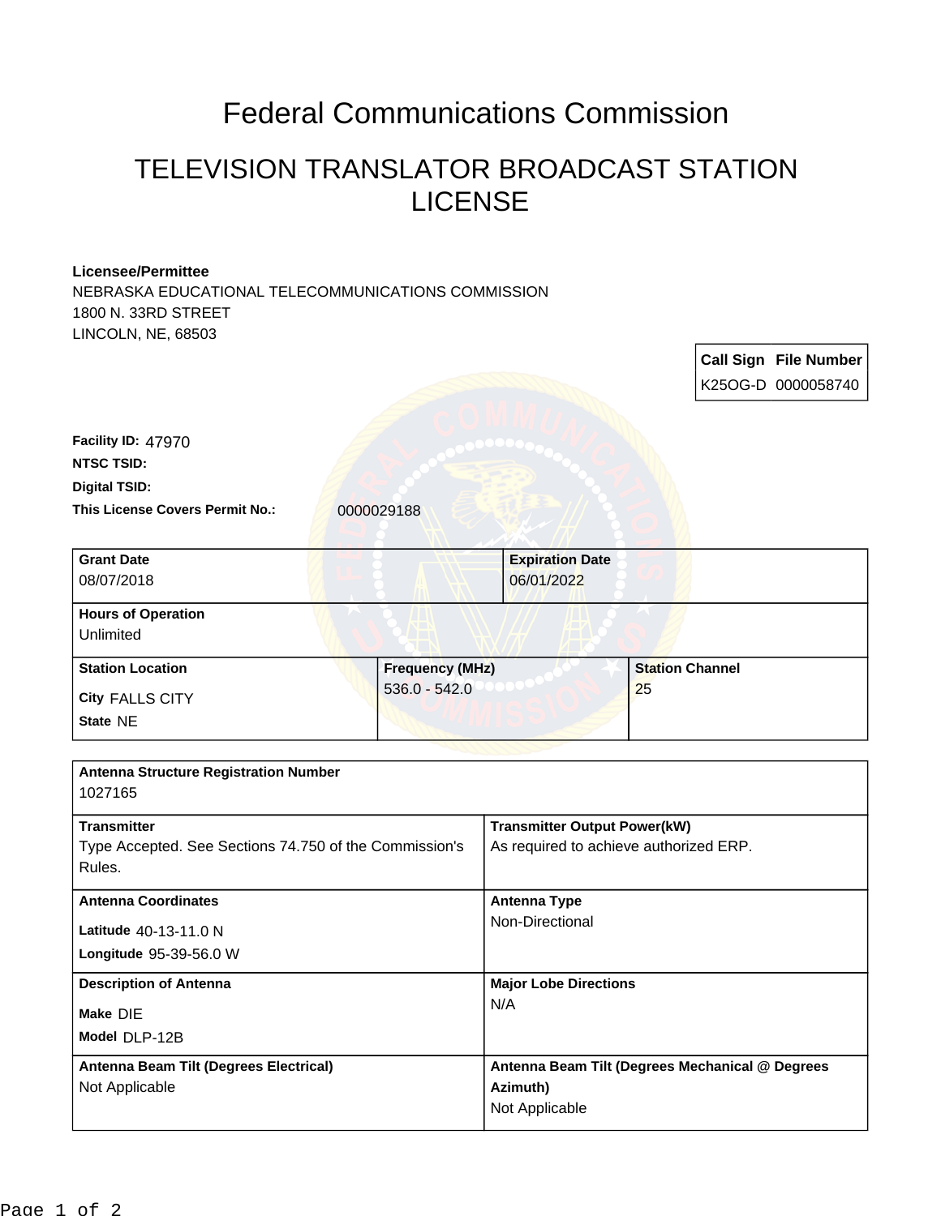# Federal Communications Commission

## TELEVISION TRANSLATOR BROADCAST STATION LICENSE

**Licensee/Permittee**
NEBRASKA EDUCATIONAL TELECOMMUNICATIONS COMMISSION
1800 N. 33RD STREET
LINCOLN, NE, 68503

| Call Sign | File Number |
|---|---|
| K25OG-D | 0000058740 |

**Facility ID:** 47970
**NTSC TSID:**
**Digital TSID:**
**This License Covers Permit No.:** 0000029188

| Grant Date | Expiration Date |
|---|---|
| 08/07/2018 | 06/01/2022 |

| Hours of Operation |
|---|
| Unlimited |

| Station Location | Frequency (MHz) | Station Channel |
|---|---|---|
| City FALLS CITY<br>State NE | 536.0 - 542.0 | 25 |

| Antenna Structure Registration Number | |
|---|---|
| 1027165 | |
| **Transmitter**<br>Type Accepted. See Sections 74.750 of the Commission's Rules. | **Transmitter Output Power(kW)**<br>As required to achieve authorized ERP. |
| **Antenna Coordinates**<br>Latitude 40-13-11.0 N<br>Longitude 95-39-56.0 W | **Antenna Type**<br>Non-Directional |
| **Description of Antenna**<br>Make DIE<br>Model DLP-12B | **Major Lobe Directions**<br>N/A |
| **Antenna Beam Tilt (Degrees Electrical)**<br>Not Applicable | **Antenna Beam Tilt (Degrees Mechanical @ Degrees Azimuth)**<br>Not Applicable |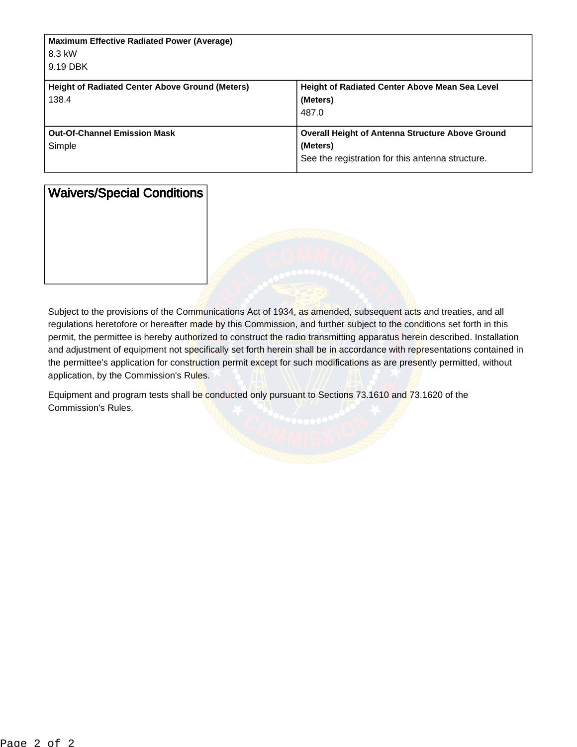| | |
|---|---|
| **Maximum Effective Radiated Power (Average)**<br>8.3 kW<br>9.19 DBK | |
| **Height of Radiated Center Above Ground (Meters)**<br>138.4 | **Height of Radiated Center Above Mean Sea Level (Meters)**<br>487.0 |
| **Out-Of-Channel Emission Mask**<br>Simple | **Overall Height of Antenna Structure Above Ground (Meters)**<br>See the registration for this antenna structure. |

## Waivers/Special Conditions

Subject to the provisions of the Communications Act of 1934, as amended, subsequent acts and treaties, and all regulations heretofore or hereafter made by this Commission, and further subject to the conditions set forth in this permit, the permittee is hereby authorized to construct the radio transmitting apparatus herein described. Installation and adjustment of equipment not specifically set forth herein shall be in accordance with representations contained in the permittee's application for construction permit except for such modifications as are presently permitted, without application, by the Commission's Rules.

Equipment and program tests shall be conducted only pursuant to Sections 73.1610 and 73.1620 of the Commission's Rules.